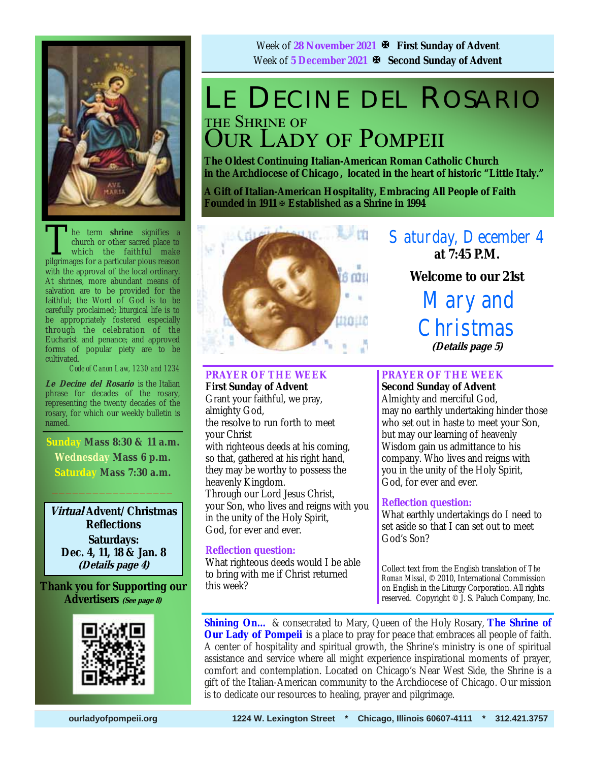Week of **28 November 2021** ✠ **First Sunday of Advent**
Week of **5 December 2021** ✠ **Second Sunday of Advent**

# LE DECINE DEL ROSARIO

## THE SHRINE OF OUR LADY OF POMPEII

**The Oldest Continuing Italian-American Roman Catholic Church in the Archdiocese of Chicago, located in the heart of historic "Little Italy."**

**A Gift of Italian-American Hospitality, Embracing All People of Faith**
**Founded in 1911 ✠ Established as a Shrine in 1994**

The term **shrine** signifies a church or other sacred place to which the faithful make pilgrimages for a particular pious reason with the approval of the local ordinary. At shrines, more abundant means of salvation are to be provided for the faithful; the Word of God is to be carefully proclaimed; liturgical life is to be appropriately fostered especially through the celebration of the Eucharist and penance; and approved forms of popular piety are to be cultivated.

*Code of Canon Law, 1230 and 1234*

***Le Decine del Rosario*** is the Italian phrase for decades of the rosary, representing the twenty decades of the rosary, for which our weekly bulletin is named.

**Sunday Mass 8:30 & 11 a.m.**
**Wednesday Mass 6 p.m.**
**Saturday Mass 7:30 a.m.**

***Virtual* Advent/Christmas Reflections**
**Saturdays:**
**Dec. 4, 11, 18 & Jan. 8**
***(Details page 4)***

**Thank you for Supporting our Advertisers** ***(See page 8)***

Saturday, December 4
**at 7:45 P.M.**

**Welcome to our 21st**

Mary and Christmas

***(Details page 5)***

### PRAYER OF THE WEEK

**First Sunday of Advent**

Grant your faithful, we pray,
almighty God,
the resolve to run forth to meet
your Christ
with righteous deeds at his coming,
so that, gathered at his right hand,
they may be worthy to possess the
heavenly Kingdom.
Through our Lord Jesus Christ,
your Son, who lives and reigns with you
in the unity of the Holy Spirit,
God, for ever and ever.

**Reflection question:**
What righteous deeds would I be able to bring with me if Christ returned this week?

### PRAYER OF THE WEEK

**Second Sunday of Advent**

Almighty and merciful God,
may no earthly undertaking hinder those
who set out in haste to meet your Son,
but may our learning of heavenly
Wisdom gain us admittance to his
company. Who lives and reigns with
you in the unity of the Holy Spirit,
God, for ever and ever.

**Reflection question:**
What earthly undertakings do I need to set aside so that I can set out to meet God's Son?

Collect text from the English translation of *The Roman Missal*, © 2010, International Commission on English in the Liturgy Corporation. All rights reserved. Copyright © J. S. Paluch Company, Inc.

**Shining On...** & consecrated to Mary, Queen of the Holy Rosary, **The Shrine of Our Lady of Pompeii** is a place to pray for peace that embraces all people of faith. A center of hospitality and spiritual growth, the Shrine's ministry is one of spiritual assistance and service where all might experience inspirational moments of prayer, comfort and contemplation. Located on Chicago's Near West Side, the Shrine is a gift of the Italian-American community to the Archdiocese of Chicago. Our mission is to dedicate our resources to healing, prayer and pilgrimage.

ourladyofpompeii.org 1224 W. Lexington Street * Chicago, Illinois 60607-4111 * 312.421.3757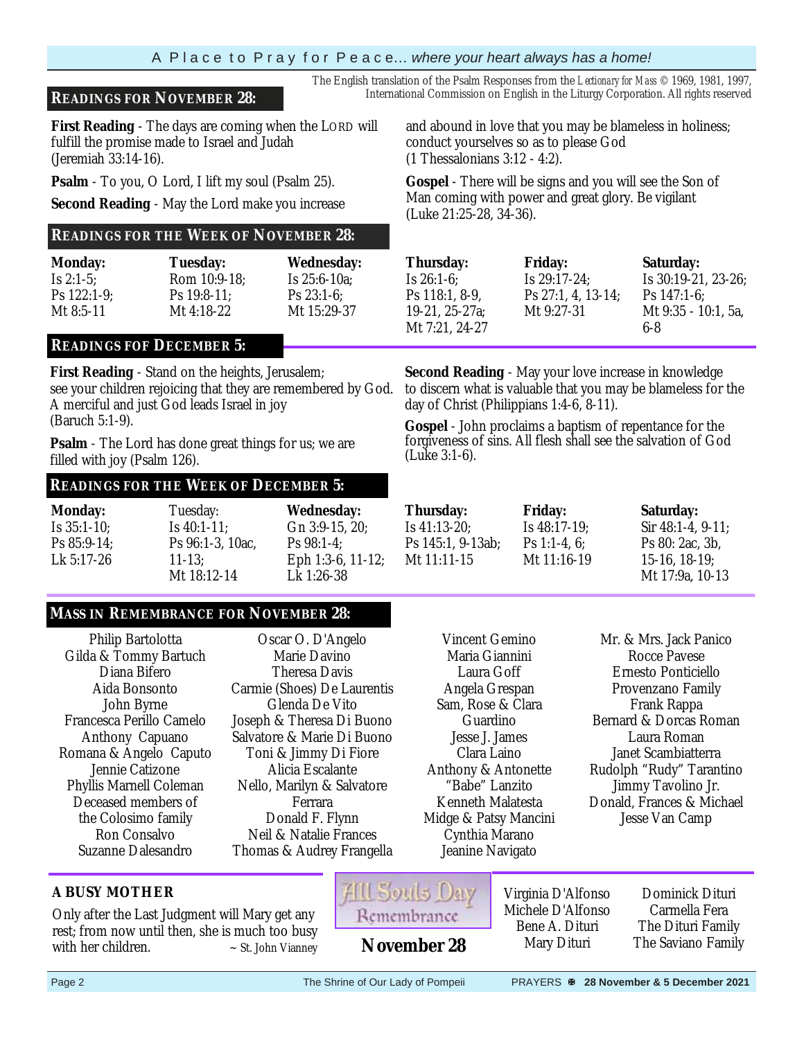The English translation of the Psalm Responses from the *Lectionary for Mass* © 1969, 1981, 1997, International Commission on English in the Liturgy Corporation. All rights reserved

## READINGS FOR NOVEMBER 28:

**First Reading** - The days are coming when the LORD will fulfill the promise made to Israel and Judah (Jeremiah 33:14-16).

**Psalm** - To you, O Lord, I lift my soul (Psalm 25).

**Second Reading** - May the Lord make you increase and abound in love that you may be blameless in holiness; conduct yourselves so as to please God (1 Thessalonians 3:12 - 4:2).

**Gospel** - There will be signs and you will see the Son of Man coming with power and great glory. Be vigilant (Luke 21:25-28, 34-36).

## READINGS FOR THE WEEK OF NOVEMBER 28:

| Monday: | Tuesday: | Wednesday: | Thursday: | Friday: | Saturday: |
|---|---|---|---|---|---|
| Is 2:1-5; Ps 122:1-9; Mt 8:5-11 | Rom 10:9-18; Ps 19:8-11; Mt 4:18-22 | Is 25:6-10a; Ps 23:1-6; Mt 15:29-37 | Is 26:1-6; Ps 118:1, 8-9, 19-21, 25-27a; Mt 7:21, 24-27 | Is 29:17-24; Ps 27:1, 4, 13-14; Mt 9:27-31 | Is 30:19-21, 23-26; Ps 147:1-6; Mt 9:35 - 10:1, 5a, 6-8 |

## READINGS FOF DECEMBER 5:

**First Reading** - Stand on the heights, Jerusalem; see your children rejoicing that they are remembered by God. A merciful and just God leads Israel in joy (Baruch 5:1-9).

**Psalm** - The Lord has done great things for us; we are filled with joy (Psalm 126).

**Second Reading** - May your love increase in knowledge to discern what is valuable that you may be blameless for the day of Christ (Philippians 1:4-6, 8-11).

**Gospel** - John proclaims a baptism of repentance for the forgiveness of sins. All flesh shall see the salvation of God (Luke 3:1-6).

## READINGS FOR THE WEEK OF DECEMBER 5:

| Monday: | Tuesday: | Wednesday: | Thursday: | Friday: | Saturday: |
|---|---|---|---|---|---|
| Is 35:1-10; Ps 85:9-14; Lk 5:17-26 | Is 40:1-11; Ps 96:1-3, 10ac, 11-13; Mt 18:12-14 | Gn 3:9-15, 20; Ps 98:1-4; Eph 1:3-6, 11-12; Lk 1:26-38 | Is 41:13-20; Ps 145:1, 9-13ab; Mt 11:11-15 | Is 48:17-19; Ps 1:1-4, 6; Mt 11:16-19 | Sir 48:1-4, 9-11; Ps 80: 2ac, 3b, 15-16, 18-19; Mt 17:9a, 10-13 |

## MASS IN REMEMBRANCE FOR NOVEMBER 28:

Philip Bartolotta
Gilda & Tommy Bartuch
Diana Bifero
Aida Bonsonto
John Byrne
Francesca Perillo Camelo
Anthony Capuano
Romana & Angelo Caputo
Jennie Catizone
Phyllis Marnell Coleman
Deceased members of the Colosimo family
Ron Consalvo
Suzanne Dalesandro
Oscar O. D'Angelo
Marie Davino
Theresa Davis
Carmie (Shoes) De Laurentis
Glenda De Vito
Joseph & Theresa Di Buono
Salvatore & Marie Di Buono
Toni & Jimmy Di Fiore
Alicia Escalante
Nello, Marilyn & Salvatore Ferrara
Donald F. Flynn
Neil & Natalie Frances
Thomas & Audrey Frangella
Vincent Gemino
Maria Giannini
Laura Goff
Angela Grespan
Sam, Rose & Clara Guardino
Jesse J. James
Clara Laino
Anthony & Antonette "Babe" Lanzito
Kenneth Malatesta
Midge & Patsy Mancini
Cynthia Marano
Jeanine Navigato
Mr. & Mrs. Jack Panico
Rocce Pavese
Ernesto Ponticiello
Provenzano Family
Frank Rappa
Bernard & Dorcas Roman
Laura Roman
Janet Scambiatterra
Rudolph "Rudy" Tarantino
Jimmy Tavolino Jr.
Donald, Frances & Michael
Jesse Van Camp

### A BUSY MOTHER

Only after the Last Judgment will Mary get any rest; from now until then, she is much too busy with her children. ~ St. John Vianney

**All Souls Day Remembrance**

**November 28**

Virginia D'Alfonso
Michele D'Alfonso
Bene A. Dituri
Mary Dituri
Dominick Dituri
Carmella Fera
The Dituri Family
The Saviano Family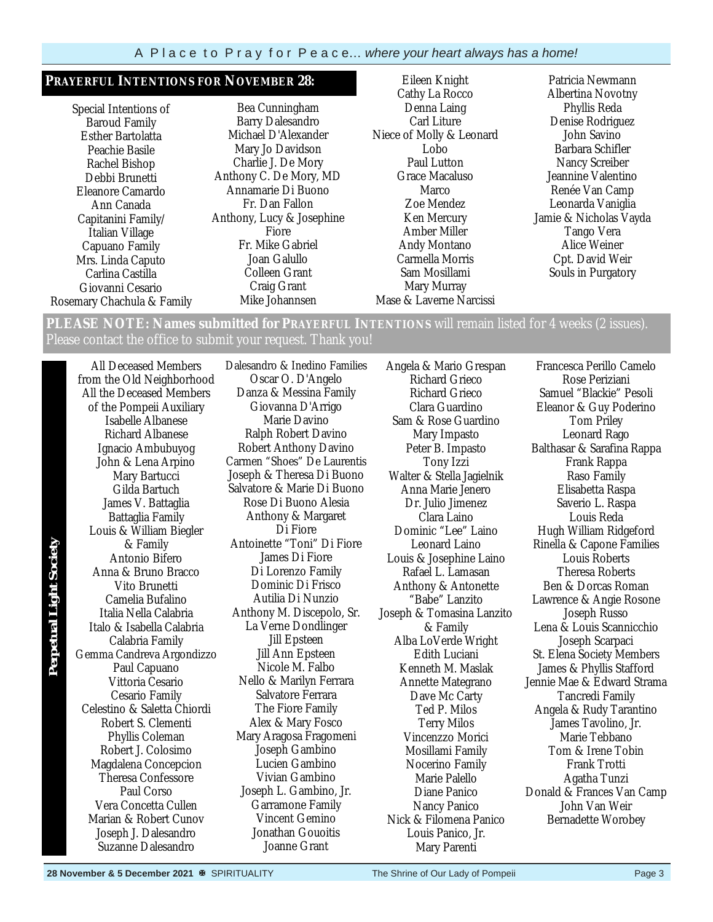## PRAYERFUL INTENTIONS FOR NOVEMBER 28:

Special Intentions of
Baroud Family
Esther Bartolatta
Peachie Basile
Rachel Bishop
Debbi Brunetti
Eleanore Camardo
Ann Canada
Capitanini Family/
Italian Village
Capuano Family
Mrs. Linda Caputo
Carlina Castilla
Giovanni Cesario
Rosemary Chachula & Family
Bea Cunningham
Barry Dalesandro
Michael D'Alexander
Mary Jo Davidson
Charlie J. De Mory
Anthony C. De Mory, MD
Annamarie Di Buono
Fr. Dan Fallon
Anthony, Lucy & Josephine
Fiore
Fr. Mike Gabriel
Joan Galullo
Colleen Grant
Craig Grant
Mike Johannsen
Eileen Knight
Cathy La Rocco
Denna Laing
Carl Liture
Niece of Molly & Leonard
Lobo
Paul Lutton
Grace Macaluso
Marco
Zoe Mendez
Ken Mercury
Amber Miller
Andy Montano
Carmella Morris
Sam Mosillami
Mary Murray
Mase & Laverne Narcissi
Patricia Newmann
Albertina Novotny
Phyllis Reda
Denise Rodriguez
John Savino
Barbara Schifler
Nancy Screiber
Jeannine Valentino
Renée Van Camp
Leonarda Vaniglia
Jamie & Nicholas Vayda
Tango Vera
Alice Weiner
Cpt. David Weir
Souls in Purgatory

**PLEASE NOTE: Names submitted for PRAYERFUL INTENTIONS** will remain listed for 4 weeks (2 issues). Please contact the office to submit your request. Thank you!

## Perpetual Light Society

All Deceased Members
from the Old Neighborhood
All the Deceased Members
of the Pompeii Auxiliary
Isabelle Albanese
Richard Albanese
Ignacio Ambubuyog
John & Lena Arpino
Mary Bartucci
Gilda Bartuch
James V. Battaglia
Battaglia Family
Louis & William Biegler
& Family
Antonio Bifero
Anna & Bruno Bracco
Vito Brunetti
Camelia Bufalino
Italia Nella Calabria
Italo & Isabella Calabria
Calabria Family
Gemma Candreva Argondizzo
Paul Capuano
Vittoria Cesario
Cesario Family
Celestino & Saletta Chiordi
Robert S. Clementi
Phyllis Coleman
Robert J. Colosimo
Magdalena Concepcion
Theresa Confessore
Paul Corso
Vera Concetta Cullen
Marian & Robert Cunov
Joseph J. Dalesandro
Suzanne Dalesandro
Dalesandro & Inedino Families
Oscar O. D'Angelo
Danza & Messina Family
Giovanna D'Arrigo
Marie Davino
Ralph Robert Davino
Robert Anthony Davino
Carmen "Shoes" De Laurentis
Joseph & Theresa Di Buono
Salvatore & Marie Di Buono
Rose Di Buono Alesia
Anthony & Margaret
Di Fiore
Antoinette "Toni" Di Fiore
James Di Fiore
Di Lorenzo Family
Dominic Di Frisco
Autilia Di Nunzio
Anthony M. Discepolo, Sr.
La Verne Dondlinger
Jill Epsteen
Jill Ann Epsteen
Nicole M. Falbo
Nello & Marilyn Ferrara
Salvatore Ferrara
The Fiore Family
Alex & Mary Fosco
Mary Aragosa Fragomeni
Joseph Gambino
Lucien Gambino
Vivian Gambino
Joseph L. Gambino, Jr.
Garramone Family
Vincent Gemino
Jonathan Gouoitis
Joanne Grant
Angela & Mario Grespan
Richard Grieco
Richard Grieco
Clara Guardino
Sam & Rose Guardino
Mary Impasto
Peter B. Impasto
Tony Izzi
Walter & Stella Jagielnik
Anna Marie Jenero
Dr. Julio Jimenez
Clara Laino
Dominic "Lee" Laino
Leonard Laino
Louis & Josephine Laino
Rafael L. Lamasan
Anthony & Antonette
"Babe" Lanzito
Joseph & Tomasina Lanzito
& Family
Alba LoVerde Wright
Edith Luciani
Kenneth M. Maslak
Annette Mategrano
Dave Mc Carty
Ted P. Milos
Terry Milos
Vincenzzo Morici
Mosillami Family
Nocerino Family
Marie Palello
Diane Panico
Nancy Panico
Nick & Filomena Panico
Louis Panico, Jr.
Mary Parenti
Francesca Perillo Camelo
Rose Periziani
Samuel "Blackie" Pesoli
Eleanor & Guy Poderino
Tom Priley
Leonard Rago
Balthasar & Sarafina Rappa
Frank Rappa
Raso Family
Elisabetta Raspa
Saverio L. Raspa
Louis Reda
Hugh William Ridgeford
Rinella & Capone Families
Louis Roberts
Theresa Roberts
Ben & Dorcas Roman
Lawrence & Angie Rosone
Joseph Russo
Lena & Louis Scannicchio
Joseph Scarpaci
St. Elena Society Members
James & Phyllis Stafford
Jennie Mae & Edward Strama
Tancredi Family
Angela & Rudy Tarantino
James Tavolino, Jr.
Marie Tebbano
Tom & Irene Tobin
Frank Trotti
Agatha Tunzi
Donald & Frances Van Camp
John Van Weir
Bernadette Worobey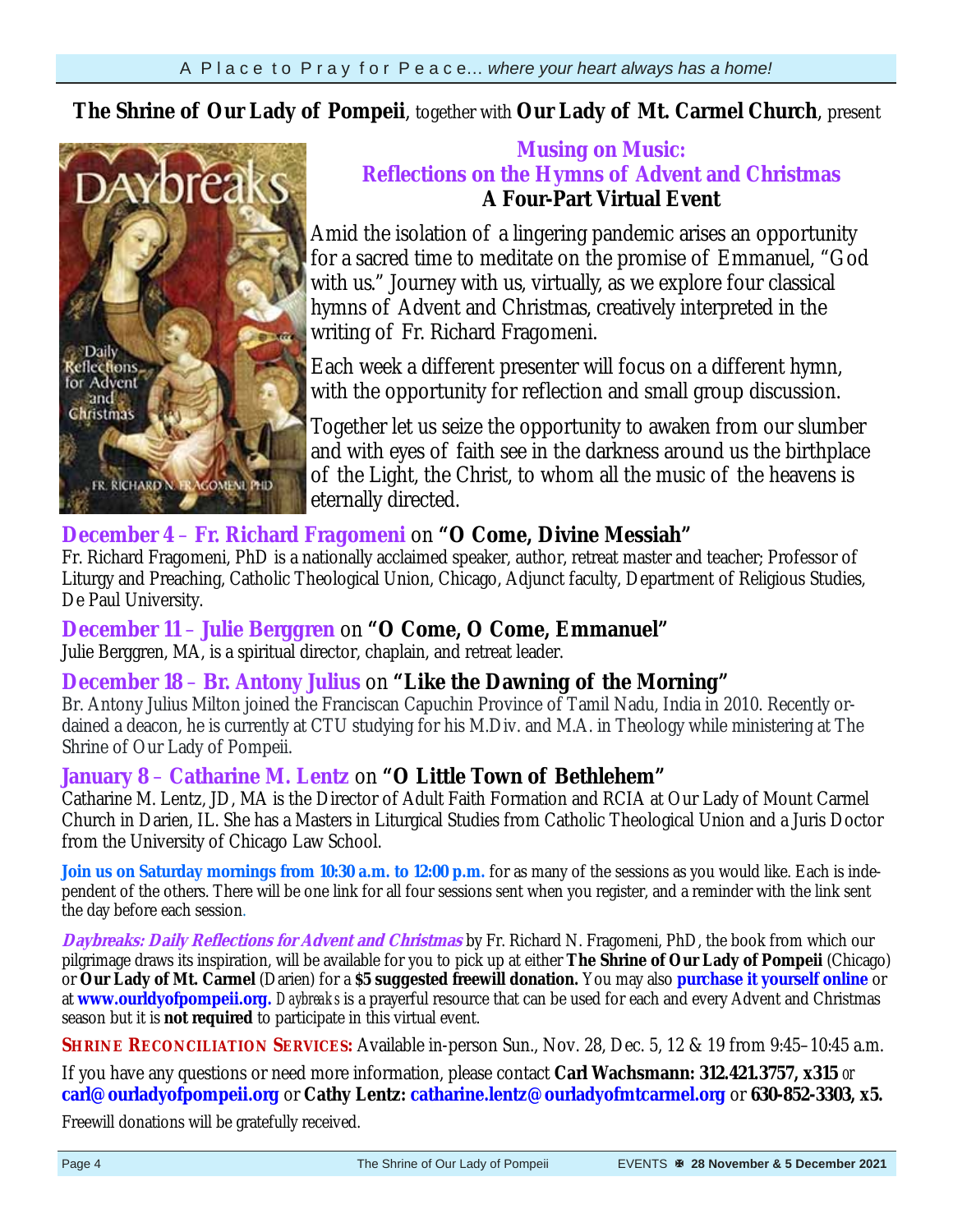**The Shrine of Our Lady of Pompeii**, together with **Our Lady of Mt. Carmel Church**, present

## Musing on Music: Reflections on the Hymns of Advent and Christmas

### A Four-Part Virtual Event

Amid the isolation of a lingering pandemic arises an opportunity for a sacred time to meditate on the promise of Emmanuel, "God with us." Journey with us, virtually, as we explore four classical hymns of Advent and Christmas, creatively interpreted in the writing of Fr. Richard Fragomeni.

Each week a different presenter will focus on a different hymn, with the opportunity for reflection and small group discussion.

Together let us seize the opportunity to awaken from our slumber and with eyes of faith see in the darkness around us the birthplace of the Light, the Christ, to whom all the music of the heavens is eternally directed.

### December 4 – Fr. Richard Fragomeni on **"O Come, Divine Messiah"**

Fr. Richard Fragomeni, PhD is a nationally acclaimed speaker, author, retreat master and teacher; Professor of Liturgy and Preaching, Catholic Theological Union, Chicago, Adjunct faculty, Department of Religious Studies, De Paul University.

### December 11 – Julie Berggren on **"O Come, O Come, Emmanuel"**

Julie Berggren, MA, is a spiritual director, chaplain, and retreat leader.

### December 18 – Br. Antony Julius on **"Like the Dawning of the Morning"**

Br. Antony Julius Milton joined the Franciscan Capuchin Province of Tamil Nadu, India in 2010. Recently ordained a deacon, he is currently at CTU studying for his M.Div. and M.A. in Theology while ministering at The Shrine of Our Lady of Pompeii.

### January 8 – Catharine M. Lentz on **"O Little Town of Bethlehem"**

Catharine M. Lentz, JD, MA is the Director of Adult Faith Formation and RCIA at Our Lady of Mount Carmel Church in Darien, IL. She has a Masters in Liturgical Studies from Catholic Theological Union and a Juris Doctor from the University of Chicago Law School.

**Join us on Saturday mornings from 10:30 a.m. to 12:00 p.m.** for as many of the sessions as you would like. Each is independent of the others. There will be one link for all four sessions sent when you register, and a reminder with the link sent the day before each session.

***Daybreaks: Daily Reflections for Advent and Christmas*** by Fr. Richard N. Fragomeni, PhD, the book from which our pilgrimage draws its inspiration, will be available for you to pick up at either **The Shrine of Our Lady of Pompeii** (Chicago) or **Our Lady of Mt. Carmel** (Darien) for a **$5 suggested freewill donation.** You may also **purchase it yourself online** or at **www.ourldyofpompeii.org.** *Daybreaks* is a prayerful resource that can be used for each and every Advent and Christmas season but it is **not required** to participate in this virtual event.

**SHRINE RECONCILIATION SERVICES:** Available in-person Sun., Nov. 28, Dec. 5, 12 & 19 from 9:45–10:45 a.m.

If you have any questions or need more information, please contact **Carl Wachsmann: 312.421.3757, x315** or **carl@ourladyofpompeii.org** or **Cathy Lentz: catharine.lentz@ourladyofmtcarmel.org** or **630-852-3303, x5.**

Freewill donations will be gratefully received.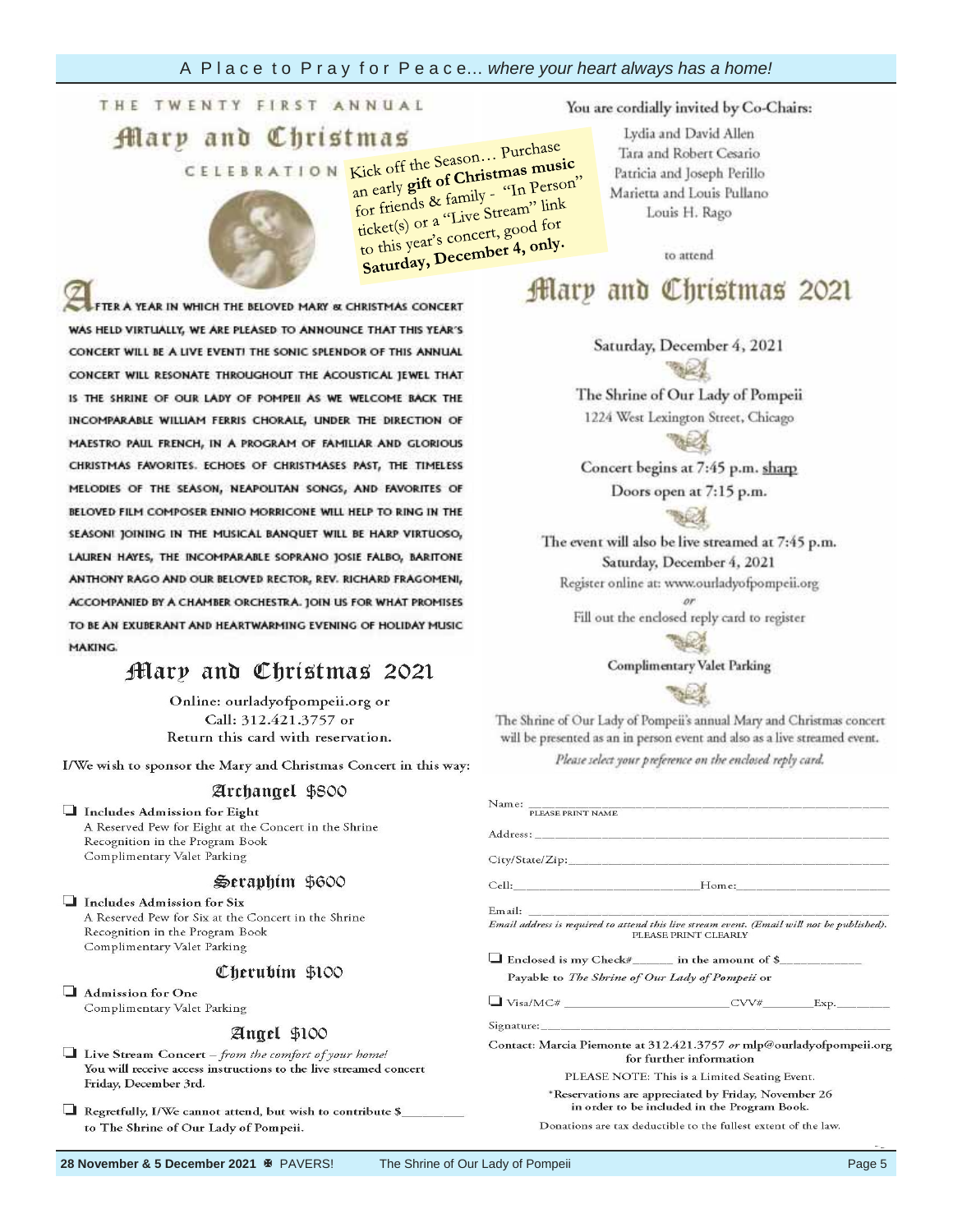THE TWENTY FIRST ANNUAL

# Mary and Christmas

CELEBRATION

Kick off the Season… Purchase an early **gift of Christmas music** for friends & family - "In Person" ticket(s) or a "Live Stream" link to this year's concert, good for **Saturday, December 4, only.**

AFTER A YEAR IN WHICH THE BELOVED MARY & CHRISTMAS CONCERT WAS HELD VIRTUALLY, WE ARE PLEASED TO ANNOUNCE THAT THIS YEAR'S CONCERT WILL BE A LIVE EVENT! THE SONIC SPLENDOR OF THIS ANNUAL CONCERT WILL RESONATE THROUGHOUT THE ACOUSTICAL JEWEL THAT IS THE SHRINE OF OUR LADY OF POMPEII AS WE WELCOME BACK THE INCOMPARABLE WILLIAM FERRIS CHORALE, UNDER THE DIRECTION OF MAESTRO PAUL FRENCH, IN A PROGRAM OF FAMILIAR AND GLORIOUS CHRISTMAS FAVORITES. ECHOES OF CHRISTMASES PAST, THE TIMELESS MELODIES OF THE SEASON, NEAPOLITAN SONGS, AND FAVORITES OF BELOVED FILM COMPOSER ENNIO MORRICONE WILL HELP TO RING IN THE SEASON! JOINING IN THE MUSICAL BANQUET WILL BE HARP VIRTUOSO, LAUREN HAYES, THE INCOMPARABLE SOPRANO JOSIE FALBO, BARITONE ANTHONY RAGO AND OUR BELOVED RECTOR, REV. RICHARD FRAGOMENI, ACCOMPANIED BY A CHAMBER ORCHESTRA. JOIN US FOR WHAT PROMISES TO BE AN EXUBERANT AND HEARTWARMING EVENING OF HOLIDAY MUSIC MAKING.

## Mary and Christmas 2021

Online: ourladyofpompeii.org or
Call: 312.421.3757 or
Return this card with reservation.

I/We wish to sponsor the Mary and Christmas Concert in this way:

### Archangel $800

- ❑ Includes Admission for Eight
  A Reserved Pew for Eight at the Concert in the Shrine
  Recognition in the Program Book
  Complimentary Valet Parking

### Seraphim $600

- ❑ Includes Admission for Six
  A Reserved Pew for Six at the Concert in the Shrine
  Recognition in the Program Book
  Complimentary Valet Parking

### Cherubim $100

- ❑ Admission for One
  Complimentary Valet Parking

### Angel $100

- ❑ Live Stream Concert – *from the comfort of your home!*
  You will receive access instructions to the live streamed concert Friday, December 3rd.
- ❑ Regretfully, I/We cannot attend, but wish to contribute $_________ to The Shrine of Our Lady of Pompeii.

You are cordially invited by Co-Chairs:

Lydia and David Allen
Tara and Robert Cesario
Patricia and Joseph Perillo
Marietta and Louis Pullano
Louis H. Rago

to attend

## Mary and Christmas 2021

Saturday, December 4, 2021

The Shrine of Our Lady of Pompeii
1224 West Lexington Street, Chicago

Concert begins at 7:45 p.m. sharp
Doors open at 7:15 p.m.

The event will also be live streamed at 7:45 p.m.
Saturday, December 4, 2021
Register online at: www.ourladyofpompeii.org
*or*
Fill out the enclosed reply card to register

**Complimentary Valet Parking**

The Shrine of Our Lady of Pompeii's annual Mary and Christmas concert will be presented as an in person event and also as a live streamed event.

*Please select your preference on the enclosed reply card.*

Name: ____________________________________________
PLEASE PRINT NAME

Address: __________________________________________

City/State/Zip: _____________________________________

Cell: ______________________ Home: __________________

Email: ____________________________________________

*Email address is required to attend this live stream event. (Email will not be published).*
PLEASE PRINT CLEARLY

❑ Enclosed is my Check#______ in the amount of $___________
Payable to *The Shrine of Our Lady of Pompeii* or

❑ Visa/MC# _______________________ CVV#________ Exp.________

Signature: _________________________________________

Contact: Marcia Piemonte at 312.421.3757 *or* mlp@ourladyofpompeii.org for further information

PLEASE NOTE: This is a Limited Seating Event.

*Reservations are appreciated by Friday, November 26 in order to be included in the Program Book.

Donations are tax deductible to the fullest extent of the law.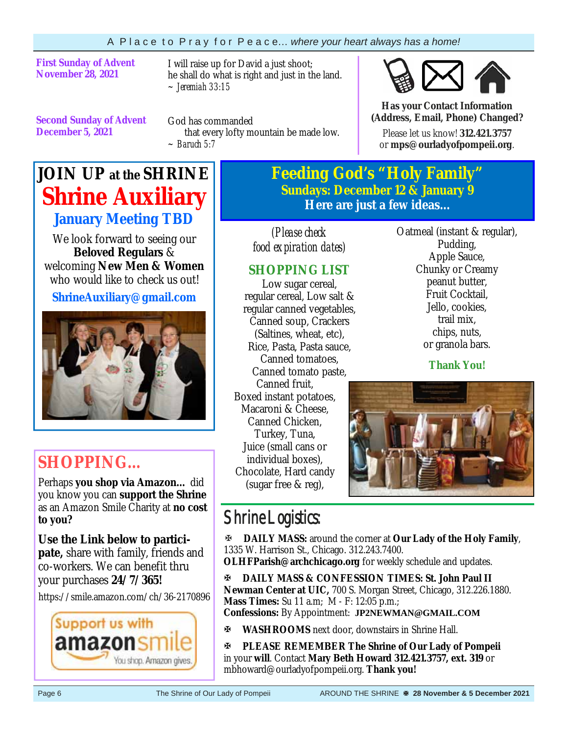**First Sunday of Advent**
**November 28, 2021**

I will raise up for David a just shoot;
he shall do what is right and just in the land.
~ *Jeremiah 33:15*

**Second Sunday of Advent**
**December 5, 2021**

God has commanded
that every lofty mountain be made low.
~ *Baruch 5:7*

**Has your Contact Information (Address, Email, Phone) Changed?**

Please let us know! **312.421.3757** or **mps@ourladyofpompeii.org**.

## JOIN UP at the SHRINE

# Shrine Auxiliary

### January Meeting TBD

We look forward to seeing our **Beloved Regulars** & welcoming **New Men & Women** who would like to check us out!

**ShrineAuxiliary@gmail.com**

## SHOPPING...

Perhaps **you shop via Amazon...** did you know you can **support the Shrine** as an Amazon Smile Charity at **no cost to you?**

**Use the Link below to participate,** share with family, friends and co-workers. We can benefit thru your purchases **24/7/365!**

https://smile.amazon.com/ch/36-2170896

Support us with amazonsmile — You shop. Amazon gives.

## Feeding God's "Holy Family"

### Sundays: December 12 & January 9

### Here are just a few ideas...

*(Please check food expiration dates)*

**SHOPPING LIST**

Low sugar cereal, regular cereal, Low salt & regular canned vegetables, Canned soup, Crackers (Saltines, wheat, etc), Rice, Pasta, Pasta sauce, Canned tomatoes, Canned tomato paste, Canned fruit, Boxed instant potatoes, Macaroni & Cheese, Canned Chicken, Turkey, Tuna, Juice (small cans or individual boxes), Chocolate, Hard candy (sugar free & reg), Oatmeal (instant & regular), Pudding, Apple Sauce, Chunky or Creamy peanut butter, Fruit Cocktail, Jello, cookies, trail mix, chips, nuts, or granola bars.

**Thank You!**

## Shrine Logistics:

✠ **DAILY MASS:** around the corner at **Our Lady of the Holy Family**, 1335 W. Harrison St., Chicago. 312.243.7400. **OLHFParish@archchicago.org** for weekly schedule and updates.

✠ **DAILY MASS & CONFESSION TIMES: St. John Paul II Newman Center at UIC,** 700 S. Morgan Street, Chicago, 312.226.1880. **Mass Times:** Su 11 a.m; M - F: 12:05 p.m.; **Confessions:** By Appointment: **JP2NEWMAN@GMAIL.COM**

✠ **WASHROOMS** next door, downstairs in Shrine Hall.

✠ **PLEASE REMEMBER The Shrine of Our Lady of Pompeii** in your **will**. Contact **Mary Beth Howard 312.421.3757, ext. 319** or mbhoward@ourladyofpompeii.org. **Thank you!**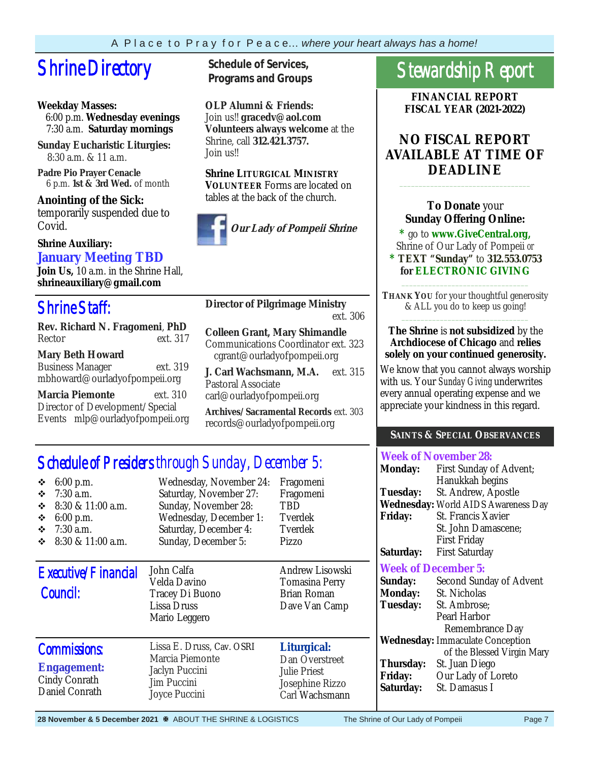A Place to Pray for Peace... *where your heart always has a home!*

# Shrine Directory

**Weekday Masses:**
6:00 p.m. **Wednesday evenings**
7:30 a.m. **Saturday mornings**

**Sunday Eucharistic Liturgies:**
8:30 a.m. & 11 a.m.

**Padre Pio Prayer Cenacle**
6 p.m. **1st & 3rd Wed.** of month

**Anointing of the Sick:**
temporarily suspended due to Covid.

**Shrine Auxiliary:**
**January Meeting TBD**
**Join Us,** 10 a.m. in the Shrine Hall,
**shrineauxiliary@gmail.com**

## Schedule of Services, Programs and Groups

**OLP Alumni & Friends:**
Join us!! **gracedv@aol.com**
**Volunteers always welcome** at the Shrine, call **312.421.3757.**
Join us!!

**Shrine LITURGICAL MINISTRY VOLUNTEER** Forms are located on tables at the back of the church.

***Our Lady of Pompeii Shrine***

# Shrine Staff:

**Rev. Richard N. Fragomeni**, **PhD**
Rector ext. 317

**Mary Beth Howard**
Business Manager ext. 319
mbhoward@ourladyofpompeii.org

**Marcia Piemonte** ext. 310
Director of Development/Special Events mlp@ourladyofpompeii.org

**Director of Pilgrimage Ministry**
ext. 306

**Colleen Grant, Mary Shimandle**
Communications Coordinator ext. 323
cgrant@ourladyofpompeii.org

**J. Carl Wachsmann, M.A.** ext. 315
Pastoral Associate
carl@ourladyofpompeii.org

**Archives/Sacramental Records** ext. 303
records@ourladyofpompeii.org

# Schedule of Presiders through Sunday, December 5:

| Time | Date | Presider |
|---|---|---|
| 6:00 p.m. | Wednesday, November 24: | Fragomeni |
| 7:30 a.m. | Saturday, November 27: | Fragomeni |
| 8:30 & 11:00 a.m. | Sunday, November 28: | TBD |
| 6:00 p.m. | Wednesday, December 1: | Tverdek |
| 7:30 a.m. | Saturday, December 4: | Tverdek |
| 8:30 & 11:00 a.m. | Sunday, December 5: | Pizzo |

# Executive/Financial Council:

John Calfa
Velda Davino
Tracey Di Buono
Lissa Druss
Mario Leggero
Andrew Lisowski
Tomasina Perry
Brian Roman
Dave Van Camp

# Commissions:

**Engagement:**
Cindy Conrath
Daniel Conrath
Lissa E. Druss, Cav. OSRI
Marcia Piemonte
Jaclyn Puccini
Jim Puccini
Joyce Puccini

**Liturgical:**
Dan Overstreet
Julie Priest
Josephine Rizzo
Carl Wachsmann

# Stewardship Report

**FINANCIAL REPORT**
**FISCAL YEAR (2021-2022)**

## NO FISCAL REPORT AVAILABLE AT TIME OF DEADLINE

**To Donate** your **Sunday Offering Online:**
* go to **www.GiveCentral.org,** Shrine of Our Lady of Pompeii *or*
* **TEXT "Sunday"** to **312.553.0753 for ELECTRONIC GIVING**

**THANK YOU** for your thoughtful generosity & ALL you do to keep us going!

**The Shrine** is **not subsidized** by the **Archdiocese of Chicago** and **relies solely on your continued generosity.**

We know that you cannot always worship with us. Your *Sunday Giving* underwrites every annual operating expense and we appreciate your kindness in this regard.

## SAINTS & SPECIAL OBSERVANCES

**Week of November 28:**
**Monday:** First Sunday of Advent; Hanukkah begins
**Tuesday:** St. Andrew, Apostle
**Wednesday:** World AIDS Awareness Day
**Friday:** St. Francis Xavier
St. John Damascene;
First Friday
**Saturday:** First Saturday

**Week of December 5:**
**Sunday:** Second Sunday of Advent
**Monday:** St. Nicholas
**Tuesday:** St. Ambrose;
Pearl Harbor Remembrance Day
**Wednesday:** Immaculate Conception of the Blessed Virgin Mary
**Thursday:** St. Juan Diego
**Friday:** Our Lady of Loreto
**Saturday:** St. Damasus I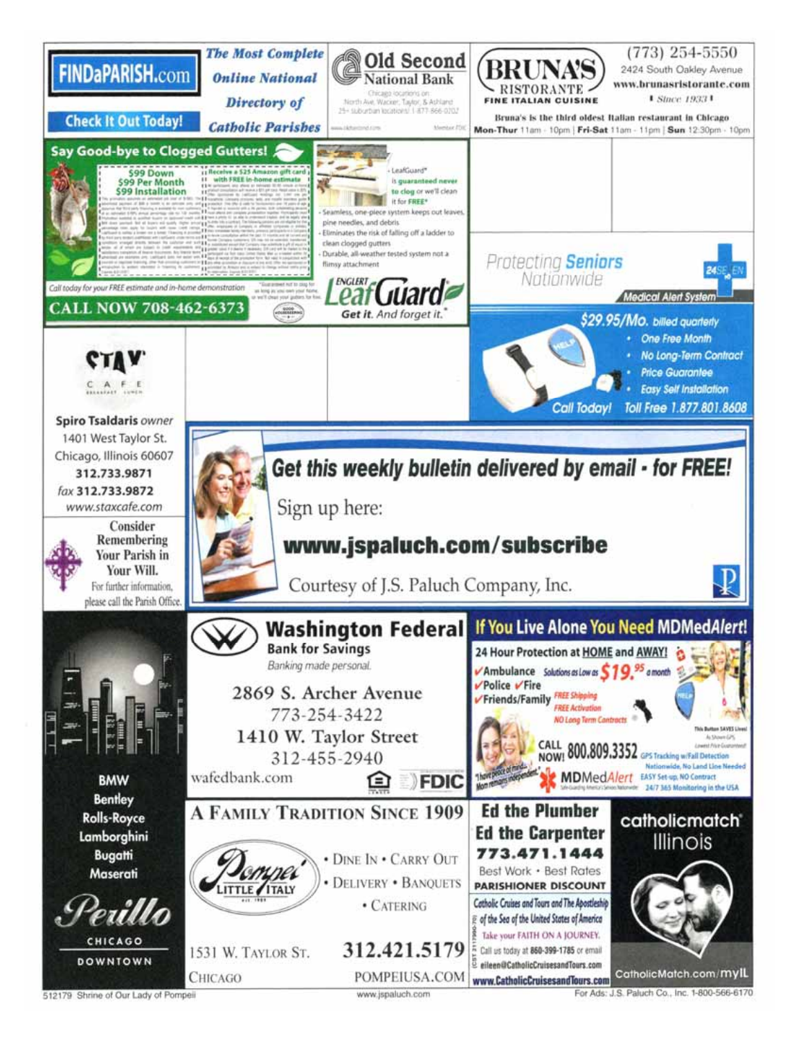**FINDaPARISH.com**

Check It Out Today!

*The Most Complete Online National Directory of Catholic Parishes*

**Old Second National Bank**

Chicago locations on North Ave, Wacker, Taylor, & Ashland
25+ suburban locations! 1-877-866-0202

www.oldsecond.com Member FDIC

**BRUNA'S RISTORANTE**
FINE ITALIAN CUISINE

(773) 254-5550
2424 South Oakley Avenue
www.brunasristorante.com
Since 1933

Bruna's is the third oldest Italian restaurant in Chicago

**Mon-Thur** 11am - 10pm | **Fri-Sat** 11am - 11pm | **Sun** 12:30pm - 10pm

**Say Good-bye to Clogged Gutters!**

$99 Down
$99 Per Month
$99 Installation

Receive a $25 Amazon gift card with FREE in-home estimate

- LeafGuard® is guaranteed never to clog or we'll clean it for FREE*
- Seamless, one-piece system keeps out leaves, pine needles, and debris
- Eliminates the risk of falling off a ladder to clean clogged gutters
- Durable, all-weather tested system not a flimsy attachment

Call today for your FREE estimate and in-home demonstration

*Guaranteed not to clog for as long as you own your home, or we'll clean your gutters for free.

**CALL NOW 708-462-6373**

ENGLERT **LeafGuard**
*Get it. And forget it.*

Protecting **Seniors** Nationwide

24SEVEN
Medical Alert System

*$29.95/Mo. billed quarterly*

- One Free Month
- No Long-Term Contract
- Price Guarantee
- Easy Self Installation

Call Today! Toll Free 1.877.801.8608

**STAX CAFE**
BREAKFAST LUNCH

**Spiro Tsaldaris** *owner*
1401 West Taylor St.
Chicago, Illinois 60607
**312.733.9871**
*fax* **312.733.9872**
*www.staxcafe.com*

**Consider Remembering Your Parish in Your Will.**
For further information, please call the Parish Office.

***Get this weekly bulletin delivered by email - for FREE!***

Sign up here:

**www.jspaluch.com/subscribe**

Courtesy of J.S. Paluch Company, Inc.

**BMW**
**Bentley**
**Rolls-Royce**
**Lamborghini**
**Bugatti**
**Maserati**

***Perillo***
CHICAGO
DOWNTOWN

**Washington Federal**
**Bank for Savings**
*Banking made personal.*

2869 S. Archer Avenue
773-254-3422
1410 W. Taylor Street
312-455-2940

wafedbank.com

FDIC

**If You Live Alone You Need MDMedAlert!**

24 Hour Protection at HOME and AWAY!

- ✔Ambulance
- ✔Police ✔Fire
- ✔Friends/Family

Solutions as Low as **$19.95** a month

FREE Shipping
FREE Activation
NO Long Term Contracts

This Button SAVES Lives!

CALL NOW! 800.809.3352

GPS Tracking w/Fall Detection
Nationwide, No Land Line Needed
EASY Set-up, NO Contract
24/7 365 Monitoring in the USA

"I have peace of mind... Mom remains independent."

**MDMedAlert**

**A Family Tradition Since 1909**

**Pompei LITTLE ITALY**
EST. 1909

- Dine In • Carry Out
- Delivery • Banquets
- Catering

1531 W. Taylor St.
Chicago

**312.421.5179**
POMPEIUSA.COM

**Ed the Plumber**
**Ed the Carpenter**
**773.471.1444**
Best Work • Best Rates
**PARISHIONER DISCOUNT**

*Catholic Cruises and Tours and The Apostleship of the Sea of the United States of America*

Take your FAITH ON A JOURNEY.

Call us today at **860-399-1785** or email **eileen@CatholicCruisesandTours.com**

**www.CatholicCruisesandTours.com**

**catholicmatch® Illinois**

CatholicMatch.com/myIL

512179 Shrine of Our Lady of Pompeii

www.jspaluch.com

For Ads: J.S. Paluch Co., Inc. 1-800-566-6170